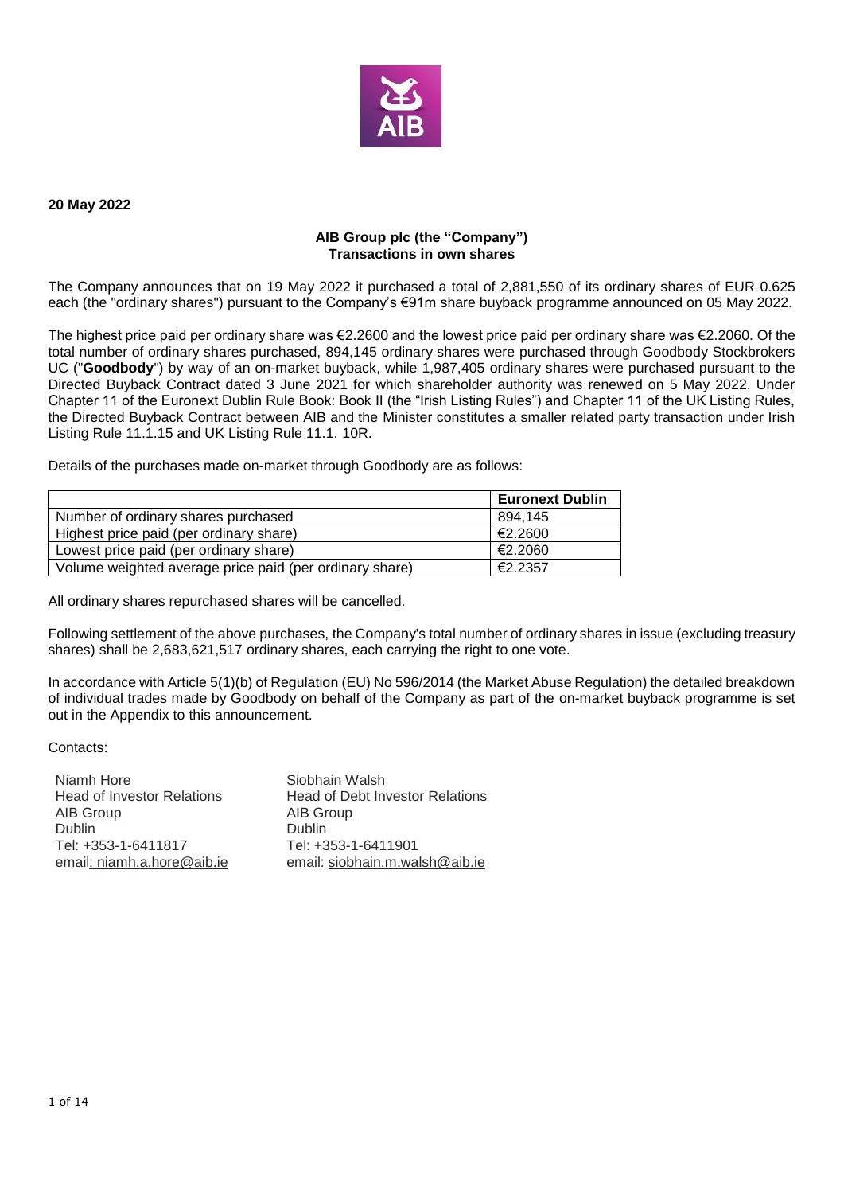**20 May 2022**

**AIB Group plc (the "Company")**
**Transactions in own shares**

The Company announces that on 19 May 2022 it purchased a total of 2,881,550 of its ordinary shares of EUR 0.625 each (the "ordinary shares") pursuant to the Company's €91m share buyback programme announced on 05 May 2022.

The highest price paid per ordinary share was €2.2600 and the lowest price paid per ordinary share was €2.2060. Of the total number of ordinary shares purchased, 894,145 ordinary shares were purchased through Goodbody Stockbrokers UC ("**Goodbody**") by way of an on-market buyback, while 1,987,405 ordinary shares were purchased pursuant to the Directed Buyback Contract dated 3 June 2021 for which shareholder authority was renewed on 5 May 2022. Under Chapter 11 of the Euronext Dublin Rule Book: Book II (the "Irish Listing Rules") and Chapter 11 of the UK Listing Rules, the Directed Buyback Contract between AIB and the Minister constitutes a smaller related party transaction under Irish Listing Rule 11.1.15 and UK Listing Rule 11.1. 10R.

Details of the purchases made on-market through Goodbody are as follows:

| | **Euronext Dublin** |
|---|---|
| Number of ordinary shares purchased | 894,145 |
| Highest price paid (per ordinary share) | €2.2600 |
| Lowest price paid (per ordinary share) | €2.2060 |
| Volume weighted average price paid (per ordinary share) | €2.2357 |

All ordinary shares repurchased shares will be cancelled.

Following settlement of the above purchases, the Company's total number of ordinary shares in issue (excluding treasury shares) shall be 2,683,621,517 ordinary shares, each carrying the right to one vote.

In accordance with Article 5(1)(b) of Regulation (EU) No 596/2014 (the Market Abuse Regulation) the detailed breakdown of individual trades made by Goodbody on behalf of the Company as part of the on-market buyback programme is set out in the Appendix to this announcement.

Contacts:

Niamh Hore
Head of Investor Relations
AIB Group
Dublin
Tel: +353-1-6411817
email: niamh.a.hore@aib.ie

Siobhain Walsh
Head of Debt Investor Relations
AIB Group
Dublin
Tel: +353-1-6411901
email: siobhain.m.walsh@aib.ie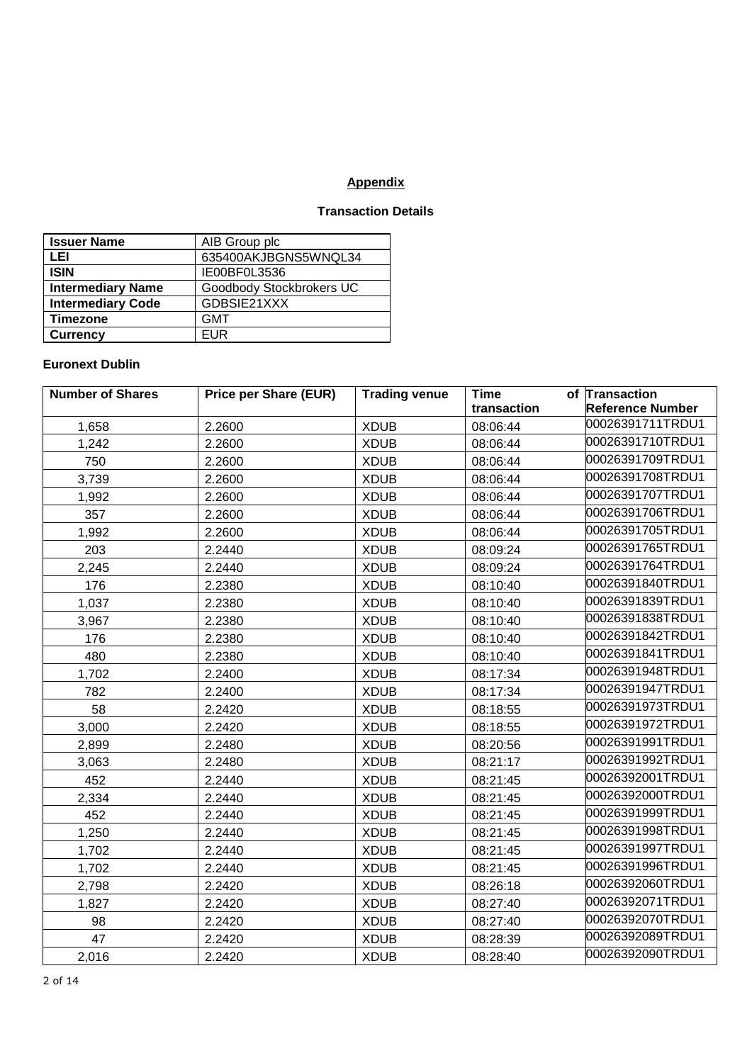## Appendix

### Transaction Details

| Issuer Name | AIB Group plc |
|---|---|
| LEI | 635400AKJBGNS5WNQL34 |
| ISIN | IE00BF0L3536 |
| Intermediary Name | Goodbody Stockbrokers UC |
| Intermediary Code | GDBSIE21XXX |
| Timezone | GMT |
| Currency | EUR |

**Euronext Dublin**

| Number of Shares | Price per Share (EUR) | Trading venue | Time of transaction | Transaction Reference Number |
|---|---|---|---|---|
| 1,658 | 2.2600 | XDUB | 08:06:44 | 00026391711TRDU1 |
| 1,242 | 2.2600 | XDUB | 08:06:44 | 00026391710TRDU1 |
| 750 | 2.2600 | XDUB | 08:06:44 | 00026391709TRDU1 |
| 3,739 | 2.2600 | XDUB | 08:06:44 | 00026391708TRDU1 |
| 1,992 | 2.2600 | XDUB | 08:06:44 | 00026391707TRDU1 |
| 357 | 2.2600 | XDUB | 08:06:44 | 00026391706TRDU1 |
| 1,992 | 2.2600 | XDUB | 08:06:44 | 00026391705TRDU1 |
| 203 | 2.2440 | XDUB | 08:09:24 | 00026391765TRDU1 |
| 2,245 | 2.2440 | XDUB | 08:09:24 | 00026391764TRDU1 |
| 176 | 2.2380 | XDUB | 08:10:40 | 00026391840TRDU1 |
| 1,037 | 2.2380 | XDUB | 08:10:40 | 00026391839TRDU1 |
| 3,967 | 2.2380 | XDUB | 08:10:40 | 00026391838TRDU1 |
| 176 | 2.2380 | XDUB | 08:10:40 | 00026391842TRDU1 |
| 480 | 2.2380 | XDUB | 08:10:40 | 00026391841TRDU1 |
| 1,702 | 2.2400 | XDUB | 08:17:34 | 00026391948TRDU1 |
| 782 | 2.2400 | XDUB | 08:17:34 | 00026391947TRDU1 |
| 58 | 2.2420 | XDUB | 08:18:55 | 00026391973TRDU1 |
| 3,000 | 2.2420 | XDUB | 08:18:55 | 00026391972TRDU1 |
| 2,899 | 2.2480 | XDUB | 08:20:56 | 00026391991TRDU1 |
| 3,063 | 2.2480 | XDUB | 08:21:17 | 00026391992TRDU1 |
| 452 | 2.2440 | XDUB | 08:21:45 | 00026392001TRDU1 |
| 2,334 | 2.2440 | XDUB | 08:21:45 | 00026392000TRDU1 |
| 452 | 2.2440 | XDUB | 08:21:45 | 00026391999TRDU1 |
| 1,250 | 2.2440 | XDUB | 08:21:45 | 00026391998TRDU1 |
| 1,702 | 2.2440 | XDUB | 08:21:45 | 00026391997TRDU1 |
| 1,702 | 2.2440 | XDUB | 08:21:45 | 00026391996TRDU1 |
| 2,798 | 2.2420 | XDUB | 08:26:18 | 00026392060TRDU1 |
| 1,827 | 2.2420 | XDUB | 08:27:40 | 00026392071TRDU1 |
| 98 | 2.2420 | XDUB | 08:27:40 | 00026392070TRDU1 |
| 47 | 2.2420 | XDUB | 08:28:39 | 00026392089TRDU1 |
| 2,016 | 2.2420 | XDUB | 08:28:40 | 00026392090TRDU1 |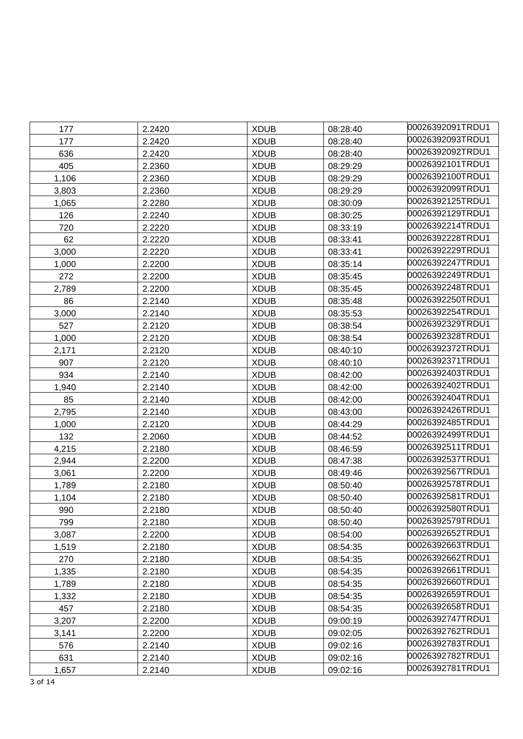| 177 | 2.2420 | XDUB | 08:28:40 | 00026392091TRDU1 |
|---|---|---|---|---|
| 177 | 2.2420 | XDUB | 08:28:40 | 00026392093TRDU1 |
| 636 | 2.2420 | XDUB | 08:28:40 | 00026392092TRDU1 |
| 405 | 2.2360 | XDUB | 08:29:29 | 00026392101TRDU1 |
| 1,106 | 2.2360 | XDUB | 08:29:29 | 00026392100TRDU1 |
| 3,803 | 2.2360 | XDUB | 08:29:29 | 00026392099TRDU1 |
| 1,065 | 2.2280 | XDUB | 08:30:09 | 00026392125TRDU1 |
| 126 | 2.2240 | XDUB | 08:30:25 | 00026392129TRDU1 |
| 720 | 2.2220 | XDUB | 08:33:19 | 00026392214TRDU1 |
| 62 | 2.2220 | XDUB | 08:33:41 | 00026392228TRDU1 |
| 3,000 | 2.2220 | XDUB | 08:33:41 | 00026392229TRDU1 |
| 1,000 | 2.2200 | XDUB | 08:35:14 | 00026392247TRDU1 |
| 272 | 2.2200 | XDUB | 08:35:45 | 00026392249TRDU1 |
| 2,789 | 2.2200 | XDUB | 08:35:45 | 00026392248TRDU1 |
| 86 | 2.2140 | XDUB | 08:35:48 | 00026392250TRDU1 |
| 3,000 | 2.2140 | XDUB | 08:35:53 | 00026392254TRDU1 |
| 527 | 2.2120 | XDUB | 08:38:54 | 00026392329TRDU1 |
| 1,000 | 2.2120 | XDUB | 08:38:54 | 00026392328TRDU1 |
| 2,171 | 2.2120 | XDUB | 08:40:10 | 00026392372TRDU1 |
| 907 | 2.2120 | XDUB | 08:40:10 | 00026392371TRDU1 |
| 934 | 2.2140 | XDUB | 08:42:00 | 00026392403TRDU1 |
| 1,940 | 2.2140 | XDUB | 08:42:00 | 00026392402TRDU1 |
| 85 | 2.2140 | XDUB | 08:42:00 | 00026392404TRDU1 |
| 2,795 | 2.2140 | XDUB | 08:43:00 | 00026392426TRDU1 |
| 1,000 | 2.2120 | XDUB | 08:44:29 | 00026392485TRDU1 |
| 132 | 2.2060 | XDUB | 08:44:52 | 00026392499TRDU1 |
| 4,215 | 2.2180 | XDUB | 08:46:59 | 00026392511TRDU1 |
| 2,944 | 2.2200 | XDUB | 08:47:38 | 00026392537TRDU1 |
| 3,061 | 2.2200 | XDUB | 08:49:46 | 00026392567TRDU1 |
| 1,789 | 2.2180 | XDUB | 08:50:40 | 00026392578TRDU1 |
| 1,104 | 2.2180 | XDUB | 08:50:40 | 00026392581TRDU1 |
| 990 | 2.2180 | XDUB | 08:50:40 | 00026392580TRDU1 |
| 799 | 2.2180 | XDUB | 08:50:40 | 00026392579TRDU1 |
| 3,087 | 2.2200 | XDUB | 08:54:00 | 00026392652TRDU1 |
| 1,519 | 2.2180 | XDUB | 08:54:35 | 00026392663TRDU1 |
| 270 | 2.2180 | XDUB | 08:54:35 | 00026392662TRDU1 |
| 1,335 | 2.2180 | XDUB | 08:54:35 | 00026392661TRDU1 |
| 1,789 | 2.2180 | XDUB | 08:54:35 | 00026392660TRDU1 |
| 1,332 | 2.2180 | XDUB | 08:54:35 | 00026392659TRDU1 |
| 457 | 2.2180 | XDUB | 08:54:35 | 00026392658TRDU1 |
| 3,207 | 2.2200 | XDUB | 09:00:19 | 00026392747TRDU1 |
| 3,141 | 2.2200 | XDUB | 09:02:05 | 00026392762TRDU1 |
| 576 | 2.2140 | XDUB | 09:02:16 | 00026392783TRDU1 |
| 631 | 2.2140 | XDUB | 09:02:16 | 00026392782TRDU1 |
| 1,657 | 2.2140 | XDUB | 09:02:16 | 00026392781TRDU1 |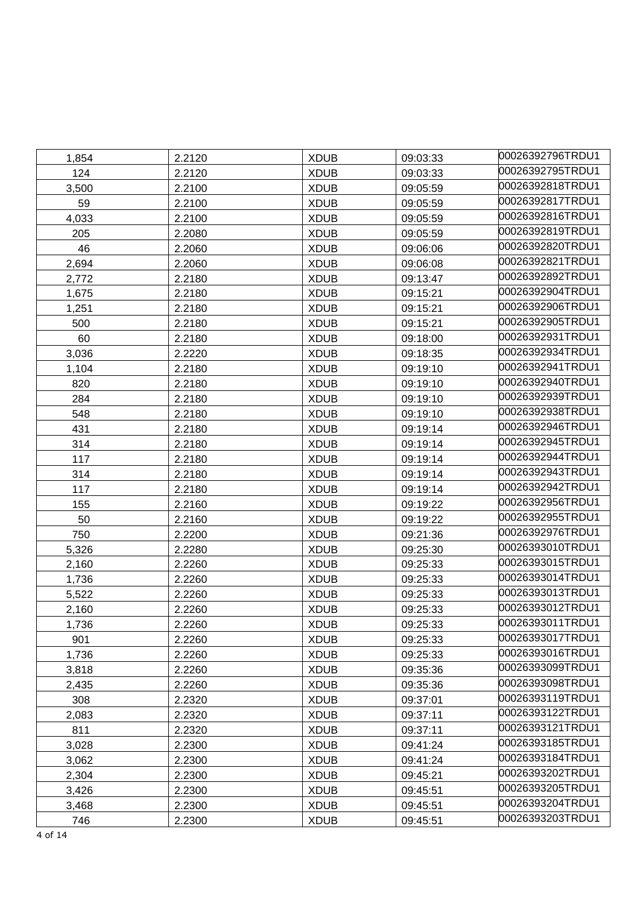| 1,854 | 2.2120 | XDUB | 09:03:33 | 00026392796TRDU1 |
|---|---|---|---|---|
| 124 | 2.2120 | XDUB | 09:03:33 | 00026392795TRDU1 |
| 3,500 | 2.2100 | XDUB | 09:05:59 | 00026392818TRDU1 |
| 59 | 2.2100 | XDUB | 09:05:59 | 00026392817TRDU1 |
| 4,033 | 2.2100 | XDUB | 09:05:59 | 00026392816TRDU1 |
| 205 | 2.2080 | XDUB | 09:05:59 | 00026392819TRDU1 |
| 46 | 2.2060 | XDUB | 09:06:06 | 00026392820TRDU1 |
| 2,694 | 2.2060 | XDUB | 09:06:08 | 00026392821TRDU1 |
| 2,772 | 2.2180 | XDUB | 09:13:47 | 00026392892TRDU1 |
| 1,675 | 2.2180 | XDUB | 09:15:21 | 00026392904TRDU1 |
| 1,251 | 2.2180 | XDUB | 09:15:21 | 00026392906TRDU1 |
| 500 | 2.2180 | XDUB | 09:15:21 | 00026392905TRDU1 |
| 60 | 2.2180 | XDUB | 09:18:00 | 00026392931TRDU1 |
| 3,036 | 2.2220 | XDUB | 09:18:35 | 00026392934TRDU1 |
| 1,104 | 2.2180 | XDUB | 09:19:10 | 00026392941TRDU1 |
| 820 | 2.2180 | XDUB | 09:19:10 | 00026392940TRDU1 |
| 284 | 2.2180 | XDUB | 09:19:10 | 00026392939TRDU1 |
| 548 | 2.2180 | XDUB | 09:19:10 | 00026392938TRDU1 |
| 431 | 2.2180 | XDUB | 09:19:14 | 00026392946TRDU1 |
| 314 | 2.2180 | XDUB | 09:19:14 | 00026392945TRDU1 |
| 117 | 2.2180 | XDUB | 09:19:14 | 00026392944TRDU1 |
| 314 | 2.2180 | XDUB | 09:19:14 | 00026392943TRDU1 |
| 117 | 2.2180 | XDUB | 09:19:14 | 00026392942TRDU1 |
| 155 | 2.2160 | XDUB | 09:19:22 | 00026392956TRDU1 |
| 50 | 2.2160 | XDUB | 09:19:22 | 00026392955TRDU1 |
| 750 | 2.2200 | XDUB | 09:21:36 | 00026392976TRDU1 |
| 5,326 | 2.2280 | XDUB | 09:25:30 | 00026393010TRDU1 |
| 2,160 | 2.2260 | XDUB | 09:25:33 | 00026393015TRDU1 |
| 1,736 | 2.2260 | XDUB | 09:25:33 | 00026393014TRDU1 |
| 5,522 | 2.2260 | XDUB | 09:25:33 | 00026393013TRDU1 |
| 2,160 | 2.2260 | XDUB | 09:25:33 | 00026393012TRDU1 |
| 1,736 | 2.2260 | XDUB | 09:25:33 | 00026393011TRDU1 |
| 901 | 2.2260 | XDUB | 09:25:33 | 00026393017TRDU1 |
| 1,736 | 2.2260 | XDUB | 09:25:33 | 00026393016TRDU1 |
| 3,818 | 2.2260 | XDUB | 09:35:36 | 00026393099TRDU1 |
| 2,435 | 2.2260 | XDUB | 09:35:36 | 00026393098TRDU1 |
| 308 | 2.2320 | XDUB | 09:37:01 | 00026393119TRDU1 |
| 2,083 | 2.2320 | XDUB | 09:37:11 | 00026393122TRDU1 |
| 811 | 2.2320 | XDUB | 09:37:11 | 00026393121TRDU1 |
| 3,028 | 2.2300 | XDUB | 09:41:24 | 00026393185TRDU1 |
| 3,062 | 2.2300 | XDUB | 09:41:24 | 00026393184TRDU1 |
| 2,304 | 2.2300 | XDUB | 09:45:21 | 00026393202TRDU1 |
| 3,426 | 2.2300 | XDUB | 09:45:51 | 00026393205TRDU1 |
| 3,468 | 2.2300 | XDUB | 09:45:51 | 00026393204TRDU1 |
| 746 | 2.2300 | XDUB | 09:45:51 | 00026393203TRDU1 |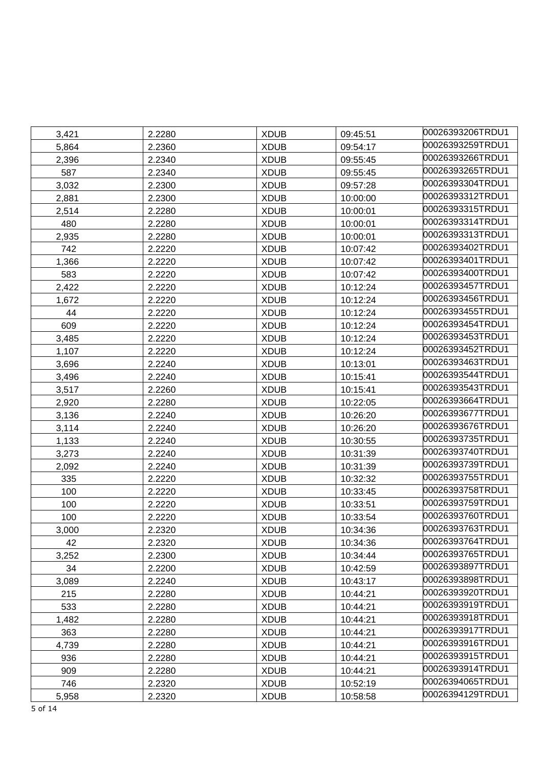| 3,421 | 2.2280 | XDUB | 09:45:51 | 00026393206TRDU1 |
|---|---|---|---|---|
| 5,864 | 2.2360 | XDUB | 09:54:17 | 00026393259TRDU1 |
| 2,396 | 2.2340 | XDUB | 09:55:45 | 00026393266TRDU1 |
| 587 | 2.2340 | XDUB | 09:55:45 | 00026393265TRDU1 |
| 3,032 | 2.2300 | XDUB | 09:57:28 | 00026393304TRDU1 |
| 2,881 | 2.2300 | XDUB | 10:00:00 | 00026393312TRDU1 |
| 2,514 | 2.2280 | XDUB | 10:00:01 | 00026393315TRDU1 |
| 480 | 2.2280 | XDUB | 10:00:01 | 00026393314TRDU1 |
| 2,935 | 2.2280 | XDUB | 10:00:01 | 00026393313TRDU1 |
| 742 | 2.2220 | XDUB | 10:07:42 | 00026393402TRDU1 |
| 1,366 | 2.2220 | XDUB | 10:07:42 | 00026393401TRDU1 |
| 583 | 2.2220 | XDUB | 10:07:42 | 00026393400TRDU1 |
| 2,422 | 2.2220 | XDUB | 10:12:24 | 00026393457TRDU1 |
| 1,672 | 2.2220 | XDUB | 10:12:24 | 00026393456TRDU1 |
| 44 | 2.2220 | XDUB | 10:12:24 | 00026393455TRDU1 |
| 609 | 2.2220 | XDUB | 10:12:24 | 00026393454TRDU1 |
| 3,485 | 2.2220 | XDUB | 10:12:24 | 00026393453TRDU1 |
| 1,107 | 2.2220 | XDUB | 10:12:24 | 00026393452TRDU1 |
| 3,696 | 2.2240 | XDUB | 10:13:01 | 00026393463TRDU1 |
| 3,496 | 2.2240 | XDUB | 10:15:41 | 00026393544TRDU1 |
| 3,517 | 2.2260 | XDUB | 10:15:41 | 00026393543TRDU1 |
| 2,920 | 2.2280 | XDUB | 10:22:05 | 00026393664TRDU1 |
| 3,136 | 2.2240 | XDUB | 10:26:20 | 00026393677TRDU1 |
| 3,114 | 2.2240 | XDUB | 10:26:20 | 00026393676TRDU1 |
| 1,133 | 2.2240 | XDUB | 10:30:55 | 00026393735TRDU1 |
| 3,273 | 2.2240 | XDUB | 10:31:39 | 00026393740TRDU1 |
| 2,092 | 2.2240 | XDUB | 10:31:39 | 00026393739TRDU1 |
| 335 | 2.2220 | XDUB | 10:32:32 | 00026393755TRDU1 |
| 100 | 2.2220 | XDUB | 10:33:45 | 00026393758TRDU1 |
| 100 | 2.2220 | XDUB | 10:33:51 | 00026393759TRDU1 |
| 100 | 2.2220 | XDUB | 10:33:54 | 00026393760TRDU1 |
| 3,000 | 2.2320 | XDUB | 10:34:36 | 00026393763TRDU1 |
| 42 | 2.2320 | XDUB | 10:34:36 | 00026393764TRDU1 |
| 3,252 | 2.2300 | XDUB | 10:34:44 | 00026393765TRDU1 |
| 34 | 2.2200 | XDUB | 10:42:59 | 00026393897TRDU1 |
| 3,089 | 2.2240 | XDUB | 10:43:17 | 00026393898TRDU1 |
| 215 | 2.2280 | XDUB | 10:44:21 | 00026393920TRDU1 |
| 533 | 2.2280 | XDUB | 10:44:21 | 00026393919TRDU1 |
| 1,482 | 2.2280 | XDUB | 10:44:21 | 00026393918TRDU1 |
| 363 | 2.2280 | XDUB | 10:44:21 | 00026393917TRDU1 |
| 4,739 | 2.2280 | XDUB | 10:44:21 | 00026393916TRDU1 |
| 936 | 2.2280 | XDUB | 10:44:21 | 00026393915TRDU1 |
| 909 | 2.2280 | XDUB | 10:44:21 | 00026393914TRDU1 |
| 746 | 2.2320 | XDUB | 10:52:19 | 00026394065TRDU1 |
| 5,958 | 2.2320 | XDUB | 10:58:58 | 00026394129TRDU1 |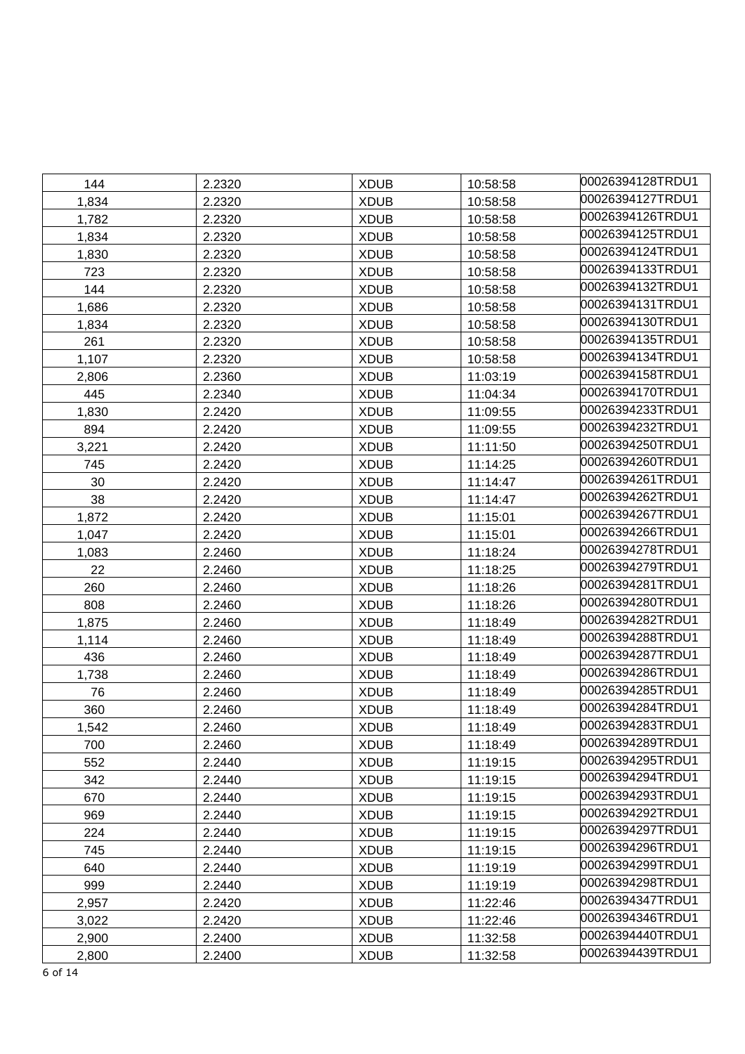| 144 | 2.2320 | XDUB | 10:58:58 | 00026394128TRDU1 |
|---|---|---|---|---|
| 1,834 | 2.2320 | XDUB | 10:58:58 | 00026394127TRDU1 |
| 1,782 | 2.2320 | XDUB | 10:58:58 | 00026394126TRDU1 |
| 1,834 | 2.2320 | XDUB | 10:58:58 | 00026394125TRDU1 |
| 1,830 | 2.2320 | XDUB | 10:58:58 | 00026394124TRDU1 |
| 723 | 2.2320 | XDUB | 10:58:58 | 00026394133TRDU1 |
| 144 | 2.2320 | XDUB | 10:58:58 | 00026394132TRDU1 |
| 1,686 | 2.2320 | XDUB | 10:58:58 | 00026394131TRDU1 |
| 1,834 | 2.2320 | XDUB | 10:58:58 | 00026394130TRDU1 |
| 261 | 2.2320 | XDUB | 10:58:58 | 00026394135TRDU1 |
| 1,107 | 2.2320 | XDUB | 10:58:58 | 00026394134TRDU1 |
| 2,806 | 2.2360 | XDUB | 11:03:19 | 00026394158TRDU1 |
| 445 | 2.2340 | XDUB | 11:04:34 | 00026394170TRDU1 |
| 1,830 | 2.2420 | XDUB | 11:09:55 | 00026394233TRDU1 |
| 894 | 2.2420 | XDUB | 11:09:55 | 00026394232TRDU1 |
| 3,221 | 2.2420 | XDUB | 11:11:50 | 00026394250TRDU1 |
| 745 | 2.2420 | XDUB | 11:14:25 | 00026394260TRDU1 |
| 30 | 2.2420 | XDUB | 11:14:47 | 00026394261TRDU1 |
| 38 | 2.2420 | XDUB | 11:14:47 | 00026394262TRDU1 |
| 1,872 | 2.2420 | XDUB | 11:15:01 | 00026394267TRDU1 |
| 1,047 | 2.2420 | XDUB | 11:15:01 | 00026394266TRDU1 |
| 1,083 | 2.2460 | XDUB | 11:18:24 | 00026394278TRDU1 |
| 22 | 2.2460 | XDUB | 11:18:25 | 00026394279TRDU1 |
| 260 | 2.2460 | XDUB | 11:18:26 | 00026394281TRDU1 |
| 808 | 2.2460 | XDUB | 11:18:26 | 00026394280TRDU1 |
| 1,875 | 2.2460 | XDUB | 11:18:49 | 00026394282TRDU1 |
| 1,114 | 2.2460 | XDUB | 11:18:49 | 00026394288TRDU1 |
| 436 | 2.2460 | XDUB | 11:18:49 | 00026394287TRDU1 |
| 1,738 | 2.2460 | XDUB | 11:18:49 | 00026394286TRDU1 |
| 76 | 2.2460 | XDUB | 11:18:49 | 00026394285TRDU1 |
| 360 | 2.2460 | XDUB | 11:18:49 | 00026394284TRDU1 |
| 1,542 | 2.2460 | XDUB | 11:18:49 | 00026394283TRDU1 |
| 700 | 2.2460 | XDUB | 11:18:49 | 00026394289TRDU1 |
| 552 | 2.2440 | XDUB | 11:19:15 | 00026394295TRDU1 |
| 342 | 2.2440 | XDUB | 11:19:15 | 00026394294TRDU1 |
| 670 | 2.2440 | XDUB | 11:19:15 | 00026394293TRDU1 |
| 969 | 2.2440 | XDUB | 11:19:15 | 00026394292TRDU1 |
| 224 | 2.2440 | XDUB | 11:19:15 | 00026394297TRDU1 |
| 745 | 2.2440 | XDUB | 11:19:15 | 00026394296TRDU1 |
| 640 | 2.2440 | XDUB | 11:19:19 | 00026394299TRDU1 |
| 999 | 2.2440 | XDUB | 11:19:19 | 00026394298TRDU1 |
| 2,957 | 2.2420 | XDUB | 11:22:46 | 00026394347TRDU1 |
| 3,022 | 2.2420 | XDUB | 11:22:46 | 00026394346TRDU1 |
| 2,900 | 2.2400 | XDUB | 11:32:58 | 00026394440TRDU1 |
| 2,800 | 2.2400 | XDUB | 11:32:58 | 00026394439TRDU1 |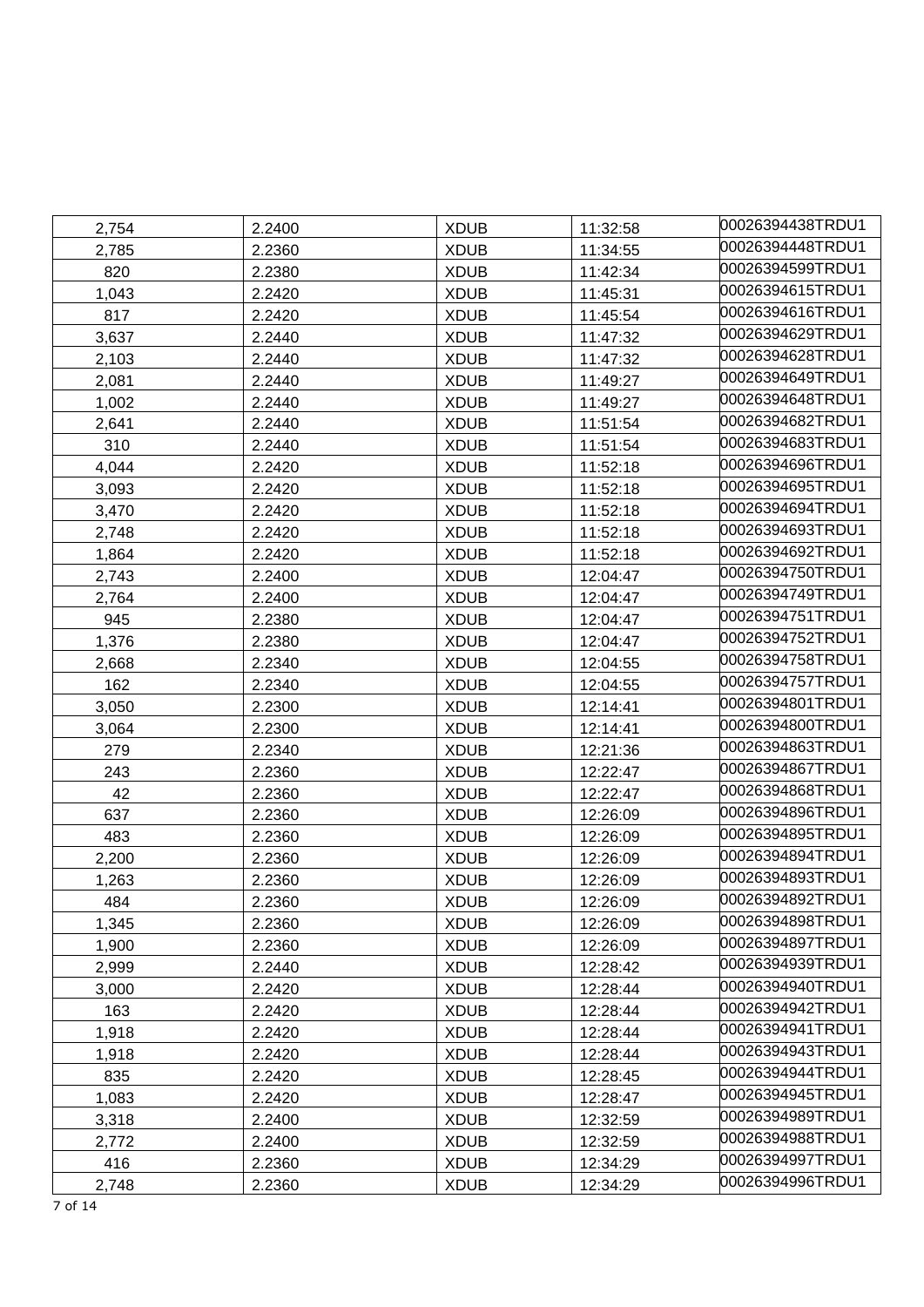| | | | | |
|---|---|---|---|---|
| 2,754 | 2.2400 | XDUB | 11:32:58 | 00026394438TRDU1 |
| 2,785 | 2.2360 | XDUB | 11:34:55 | 00026394448TRDU1 |
| 820 | 2.2380 | XDUB | 11:42:34 | 00026394599TRDU1 |
| 1,043 | 2.2420 | XDUB | 11:45:31 | 00026394615TRDU1 |
| 817 | 2.2420 | XDUB | 11:45:54 | 00026394616TRDU1 |
| 3,637 | 2.2440 | XDUB | 11:47:32 | 00026394629TRDU1 |
| 2,103 | 2.2440 | XDUB | 11:47:32 | 00026394628TRDU1 |
| 2,081 | 2.2440 | XDUB | 11:49:27 | 00026394649TRDU1 |
| 1,002 | 2.2440 | XDUB | 11:49:27 | 00026394648TRDU1 |
| 2,641 | 2.2440 | XDUB | 11:51:54 | 00026394682TRDU1 |
| 310 | 2.2440 | XDUB | 11:51:54 | 00026394683TRDU1 |
| 4,044 | 2.2420 | XDUB | 11:52:18 | 00026394696TRDU1 |
| 3,093 | 2.2420 | XDUB | 11:52:18 | 00026394695TRDU1 |
| 3,470 | 2.2420 | XDUB | 11:52:18 | 00026394694TRDU1 |
| 2,748 | 2.2420 | XDUB | 11:52:18 | 00026394693TRDU1 |
| 1,864 | 2.2420 | XDUB | 11:52:18 | 00026394692TRDU1 |
| 2,743 | 2.2400 | XDUB | 12:04:47 | 00026394750TRDU1 |
| 2,764 | 2.2400 | XDUB | 12:04:47 | 00026394749TRDU1 |
| 945 | 2.2380 | XDUB | 12:04:47 | 00026394751TRDU1 |
| 1,376 | 2.2380 | XDUB | 12:04:47 | 00026394752TRDU1 |
| 2,668 | 2.2340 | XDUB | 12:04:55 | 00026394758TRDU1 |
| 162 | 2.2340 | XDUB | 12:04:55 | 00026394757TRDU1 |
| 3,050 | 2.2300 | XDUB | 12:14:41 | 00026394801TRDU1 |
| 3,064 | 2.2300 | XDUB | 12:14:41 | 00026394800TRDU1 |
| 279 | 2.2340 | XDUB | 12:21:36 | 00026394863TRDU1 |
| 243 | 2.2360 | XDUB | 12:22:47 | 00026394867TRDU1 |
| 42 | 2.2360 | XDUB | 12:22:47 | 00026394868TRDU1 |
| 637 | 2.2360 | XDUB | 12:26:09 | 00026394896TRDU1 |
| 483 | 2.2360 | XDUB | 12:26:09 | 00026394895TRDU1 |
| 2,200 | 2.2360 | XDUB | 12:26:09 | 00026394894TRDU1 |
| 1,263 | 2.2360 | XDUB | 12:26:09 | 00026394893TRDU1 |
| 484 | 2.2360 | XDUB | 12:26:09 | 00026394892TRDU1 |
| 1,345 | 2.2360 | XDUB | 12:26:09 | 00026394898TRDU1 |
| 1,900 | 2.2360 | XDUB | 12:26:09 | 00026394897TRDU1 |
| 2,999 | 2.2440 | XDUB | 12:28:42 | 00026394939TRDU1 |
| 3,000 | 2.2420 | XDUB | 12:28:44 | 00026394940TRDU1 |
| 163 | 2.2420 | XDUB | 12:28:44 | 00026394942TRDU1 |
| 1,918 | 2.2420 | XDUB | 12:28:44 | 00026394941TRDU1 |
| 1,918 | 2.2420 | XDUB | 12:28:44 | 00026394943TRDU1 |
| 835 | 2.2420 | XDUB | 12:28:45 | 00026394944TRDU1 |
| 1,083 | 2.2420 | XDUB | 12:28:47 | 00026394945TRDU1 |
| 3,318 | 2.2400 | XDUB | 12:32:59 | 00026394989TRDU1 |
| 2,772 | 2.2400 | XDUB | 12:32:59 | 00026394988TRDU1 |
| 416 | 2.2360 | XDUB | 12:34:29 | 00026394997TRDU1 |
| 2,748 | 2.2360 | XDUB | 12:34:29 | 00026394996TRDU1 |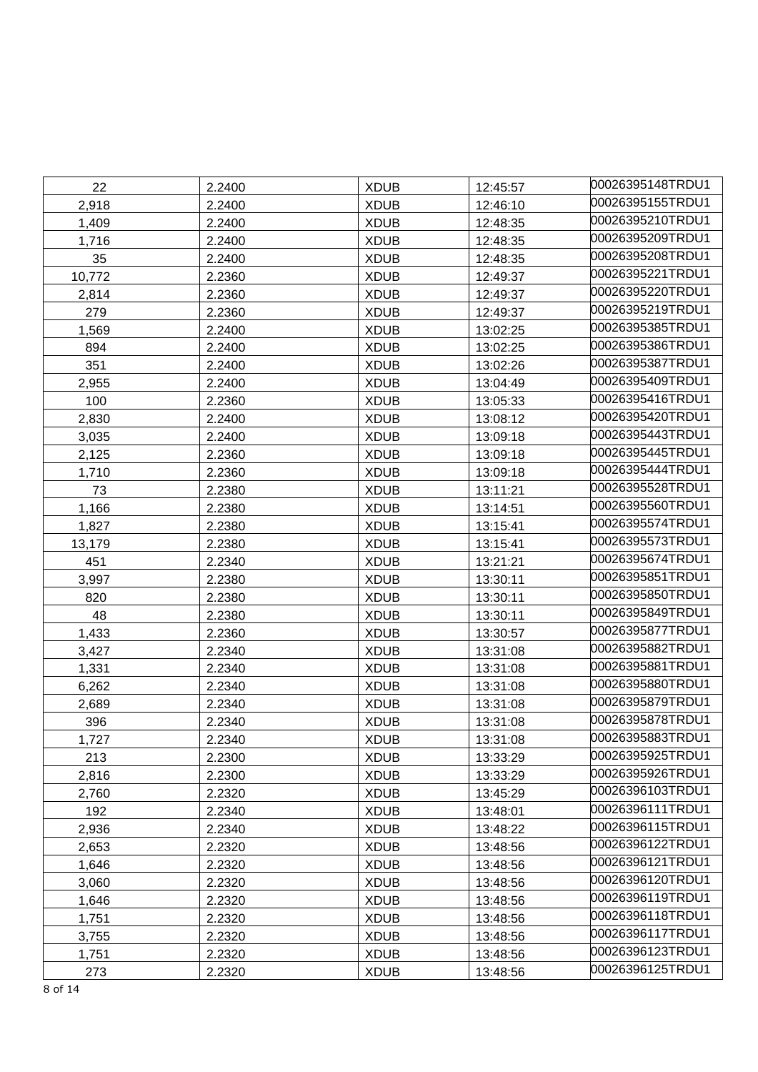| | | | | |
|---|---|---|---|---|
| 22 | 2.2400 | XDUB | 12:45:57 | 00026395148TRDU1 |
| 2,918 | 2.2400 | XDUB | 12:46:10 | 00026395155TRDU1 |
| 1,409 | 2.2400 | XDUB | 12:48:35 | 00026395210TRDU1 |
| 1,716 | 2.2400 | XDUB | 12:48:35 | 00026395209TRDU1 |
| 35 | 2.2400 | XDUB | 12:48:35 | 00026395208TRDU1 |
| 10,772 | 2.2360 | XDUB | 12:49:37 | 00026395221TRDU1 |
| 2,814 | 2.2360 | XDUB | 12:49:37 | 00026395220TRDU1 |
| 279 | 2.2360 | XDUB | 12:49:37 | 00026395219TRDU1 |
| 1,569 | 2.2400 | XDUB | 13:02:25 | 00026395385TRDU1 |
| 894 | 2.2400 | XDUB | 13:02:25 | 00026395386TRDU1 |
| 351 | 2.2400 | XDUB | 13:02:26 | 00026395387TRDU1 |
| 2,955 | 2.2400 | XDUB | 13:04:49 | 00026395409TRDU1 |
| 100 | 2.2360 | XDUB | 13:05:33 | 00026395416TRDU1 |
| 2,830 | 2.2400 | XDUB | 13:08:12 | 00026395420TRDU1 |
| 3,035 | 2.2400 | XDUB | 13:09:18 | 00026395443TRDU1 |
| 2,125 | 2.2360 | XDUB | 13:09:18 | 00026395445TRDU1 |
| 1,710 | 2.2360 | XDUB | 13:09:18 | 00026395444TRDU1 |
| 73 | 2.2380 | XDUB | 13:11:21 | 00026395528TRDU1 |
| 1,166 | 2.2380 | XDUB | 13:14:51 | 00026395560TRDU1 |
| 1,827 | 2.2380 | XDUB | 13:15:41 | 00026395574TRDU1 |
| 13,179 | 2.2380 | XDUB | 13:15:41 | 00026395573TRDU1 |
| 451 | 2.2340 | XDUB | 13:21:21 | 00026395674TRDU1 |
| 3,997 | 2.2380 | XDUB | 13:30:11 | 00026395851TRDU1 |
| 820 | 2.2380 | XDUB | 13:30:11 | 00026395850TRDU1 |
| 48 | 2.2380 | XDUB | 13:30:11 | 00026395849TRDU1 |
| 1,433 | 2.2360 | XDUB | 13:30:57 | 00026395877TRDU1 |
| 3,427 | 2.2340 | XDUB | 13:31:08 | 00026395882TRDU1 |
| 1,331 | 2.2340 | XDUB | 13:31:08 | 00026395881TRDU1 |
| 6,262 | 2.2340 | XDUB | 13:31:08 | 00026395880TRDU1 |
| 2,689 | 2.2340 | XDUB | 13:31:08 | 00026395879TRDU1 |
| 396 | 2.2340 | XDUB | 13:31:08 | 00026395878TRDU1 |
| 1,727 | 2.2340 | XDUB | 13:31:08 | 00026395883TRDU1 |
| 213 | 2.2300 | XDUB | 13:33:29 | 00026395925TRDU1 |
| 2,816 | 2.2300 | XDUB | 13:33:29 | 00026395926TRDU1 |
| 2,760 | 2.2320 | XDUB | 13:45:29 | 00026396103TRDU1 |
| 192 | 2.2340 | XDUB | 13:48:01 | 00026396111TRDU1 |
| 2,936 | 2.2340 | XDUB | 13:48:22 | 00026396115TRDU1 |
| 2,653 | 2.2320 | XDUB | 13:48:56 | 00026396122TRDU1 |
| 1,646 | 2.2320 | XDUB | 13:48:56 | 00026396121TRDU1 |
| 3,060 | 2.2320 | XDUB | 13:48:56 | 00026396120TRDU1 |
| 1,646 | 2.2320 | XDUB | 13:48:56 | 00026396119TRDU1 |
| 1,751 | 2.2320 | XDUB | 13:48:56 | 00026396118TRDU1 |
| 3,755 | 2.2320 | XDUB | 13:48:56 | 00026396117TRDU1 |
| 1,751 | 2.2320 | XDUB | 13:48:56 | 00026396123TRDU1 |
| 273 | 2.2320 | XDUB | 13:48:56 | 00026396125TRDU1 |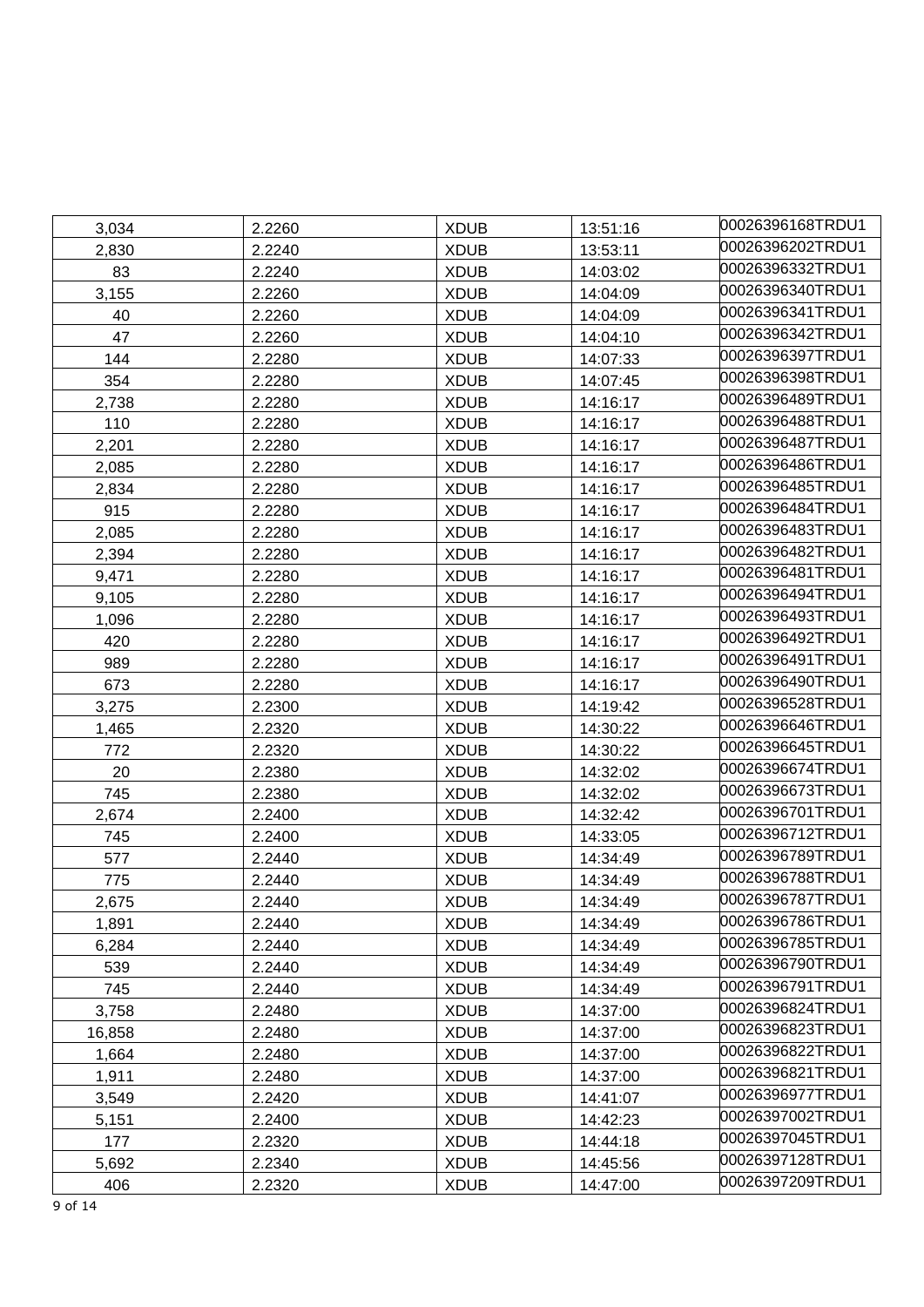| 3,034 | 2.2260 | XDUB | 13:51:16 | 00026396168TRDU1 |
|---|---|---|---|---|
| 2,830 | 2.2240 | XDUB | 13:53:11 | 00026396202TRDU1 |
| 83 | 2.2240 | XDUB | 14:03:02 | 00026396332TRDU1 |
| 3,155 | 2.2260 | XDUB | 14:04:09 | 00026396340TRDU1 |
| 40 | 2.2260 | XDUB | 14:04:09 | 00026396341TRDU1 |
| 47 | 2.2260 | XDUB | 14:04:10 | 00026396342TRDU1 |
| 144 | 2.2280 | XDUB | 14:07:33 | 00026396397TRDU1 |
| 354 | 2.2280 | XDUB | 14:07:45 | 00026396398TRDU1 |
| 2,738 | 2.2280 | XDUB | 14:16:17 | 00026396489TRDU1 |
| 110 | 2.2280 | XDUB | 14:16:17 | 00026396488TRDU1 |
| 2,201 | 2.2280 | XDUB | 14:16:17 | 00026396487TRDU1 |
| 2,085 | 2.2280 | XDUB | 14:16:17 | 00026396486TRDU1 |
| 2,834 | 2.2280 | XDUB | 14:16:17 | 00026396485TRDU1 |
| 915 | 2.2280 | XDUB | 14:16:17 | 00026396484TRDU1 |
| 2,085 | 2.2280 | XDUB | 14:16:17 | 00026396483TRDU1 |
| 2,394 | 2.2280 | XDUB | 14:16:17 | 00026396482TRDU1 |
| 9,471 | 2.2280 | XDUB | 14:16:17 | 00026396481TRDU1 |
| 9,105 | 2.2280 | XDUB | 14:16:17 | 00026396494TRDU1 |
| 1,096 | 2.2280 | XDUB | 14:16:17 | 00026396493TRDU1 |
| 420 | 2.2280 | XDUB | 14:16:17 | 00026396492TRDU1 |
| 989 | 2.2280 | XDUB | 14:16:17 | 00026396491TRDU1 |
| 673 | 2.2280 | XDUB | 14:16:17 | 00026396490TRDU1 |
| 3,275 | 2.2300 | XDUB | 14:19:42 | 00026396528TRDU1 |
| 1,465 | 2.2320 | XDUB | 14:30:22 | 00026396646TRDU1 |
| 772 | 2.2320 | XDUB | 14:30:22 | 00026396645TRDU1 |
| 20 | 2.2380 | XDUB | 14:32:02 | 00026396674TRDU1 |
| 745 | 2.2380 | XDUB | 14:32:02 | 00026396673TRDU1 |
| 2,674 | 2.2400 | XDUB | 14:32:42 | 00026396701TRDU1 |
| 745 | 2.2400 | XDUB | 14:33:05 | 00026396712TRDU1 |
| 577 | 2.2440 | XDUB | 14:34:49 | 00026396789TRDU1 |
| 775 | 2.2440 | XDUB | 14:34:49 | 00026396788TRDU1 |
| 2,675 | 2.2440 | XDUB | 14:34:49 | 00026396787TRDU1 |
| 1,891 | 2.2440 | XDUB | 14:34:49 | 00026396786TRDU1 |
| 6,284 | 2.2440 | XDUB | 14:34:49 | 00026396785TRDU1 |
| 539 | 2.2440 | XDUB | 14:34:49 | 00026396790TRDU1 |
| 745 | 2.2440 | XDUB | 14:34:49 | 00026396791TRDU1 |
| 3,758 | 2.2480 | XDUB | 14:37:00 | 00026396824TRDU1 |
| 16,858 | 2.2480 | XDUB | 14:37:00 | 00026396823TRDU1 |
| 1,664 | 2.2480 | XDUB | 14:37:00 | 00026396822TRDU1 |
| 1,911 | 2.2480 | XDUB | 14:37:00 | 00026396821TRDU1 |
| 3,549 | 2.2420 | XDUB | 14:41:07 | 00026396977TRDU1 |
| 5,151 | 2.2400 | XDUB | 14:42:23 | 00026397002TRDU1 |
| 177 | 2.2320 | XDUB | 14:44:18 | 00026397045TRDU1 |
| 5,692 | 2.2340 | XDUB | 14:45:56 | 00026397128TRDU1 |
| 406 | 2.2320 | XDUB | 14:47:00 | 00026397209TRDU1 |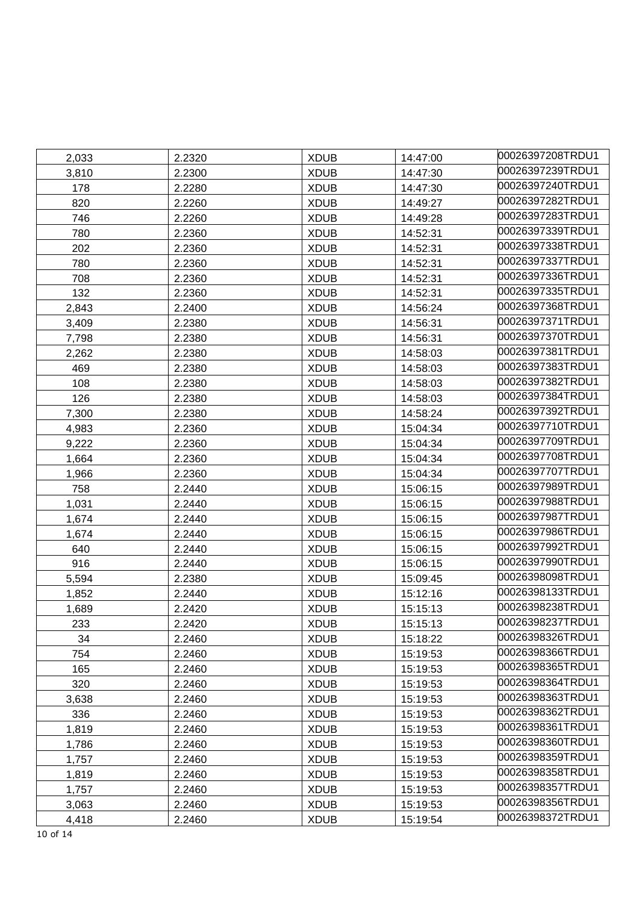| | | | | |
|---|---|---|---|---|
| 2,033 | 2.2320 | XDUB | 14:47:00 | 00026397208TRDU1 |
| 3,810 | 2.2300 | XDUB | 14:47:30 | 00026397239TRDU1 |
| 178 | 2.2280 | XDUB | 14:47:30 | 00026397240TRDU1 |
| 820 | 2.2260 | XDUB | 14:49:27 | 00026397282TRDU1 |
| 746 | 2.2260 | XDUB | 14:49:28 | 00026397283TRDU1 |
| 780 | 2.2360 | XDUB | 14:52:31 | 00026397339TRDU1 |
| 202 | 2.2360 | XDUB | 14:52:31 | 00026397338TRDU1 |
| 780 | 2.2360 | XDUB | 14:52:31 | 00026397337TRDU1 |
| 708 | 2.2360 | XDUB | 14:52:31 | 00026397336TRDU1 |
| 132 | 2.2360 | XDUB | 14:52:31 | 00026397335TRDU1 |
| 2,843 | 2.2400 | XDUB | 14:56:24 | 00026397368TRDU1 |
| 3,409 | 2.2380 | XDUB | 14:56:31 | 00026397371TRDU1 |
| 7,798 | 2.2380 | XDUB | 14:56:31 | 00026397370TRDU1 |
| 2,262 | 2.2380 | XDUB | 14:58:03 | 00026397381TRDU1 |
| 469 | 2.2380 | XDUB | 14:58:03 | 00026397383TRDU1 |
| 108 | 2.2380 | XDUB | 14:58:03 | 00026397382TRDU1 |
| 126 | 2.2380 | XDUB | 14:58:03 | 00026397384TRDU1 |
| 7,300 | 2.2380 | XDUB | 14:58:24 | 00026397392TRDU1 |
| 4,983 | 2.2360 | XDUB | 15:04:34 | 00026397710TRDU1 |
| 9,222 | 2.2360 | XDUB | 15:04:34 | 00026397709TRDU1 |
| 1,664 | 2.2360 | XDUB | 15:04:34 | 00026397708TRDU1 |
| 1,966 | 2.2360 | XDUB | 15:04:34 | 00026397707TRDU1 |
| 758 | 2.2440 | XDUB | 15:06:15 | 00026397989TRDU1 |
| 1,031 | 2.2440 | XDUB | 15:06:15 | 00026397988TRDU1 |
| 1,674 | 2.2440 | XDUB | 15:06:15 | 00026397987TRDU1 |
| 1,674 | 2.2440 | XDUB | 15:06:15 | 00026397986TRDU1 |
| 640 | 2.2440 | XDUB | 15:06:15 | 00026397992TRDU1 |
| 916 | 2.2440 | XDUB | 15:06:15 | 00026397990TRDU1 |
| 5,594 | 2.2380 | XDUB | 15:09:45 | 00026398098TRDU1 |
| 1,852 | 2.2440 | XDUB | 15:12:16 | 00026398133TRDU1 |
| 1,689 | 2.2420 | XDUB | 15:15:13 | 00026398238TRDU1 |
| 233 | 2.2420 | XDUB | 15:15:13 | 00026398237TRDU1 |
| 34 | 2.2460 | XDUB | 15:18:22 | 00026398326TRDU1 |
| 754 | 2.2460 | XDUB | 15:19:53 | 00026398366TRDU1 |
| 165 | 2.2460 | XDUB | 15:19:53 | 00026398365TRDU1 |
| 320 | 2.2460 | XDUB | 15:19:53 | 00026398364TRDU1 |
| 3,638 | 2.2460 | XDUB | 15:19:53 | 00026398363TRDU1 |
| 336 | 2.2460 | XDUB | 15:19:53 | 00026398362TRDU1 |
| 1,819 | 2.2460 | XDUB | 15:19:53 | 00026398361TRDU1 |
| 1,786 | 2.2460 | XDUB | 15:19:53 | 00026398360TRDU1 |
| 1,757 | 2.2460 | XDUB | 15:19:53 | 00026398359TRDU1 |
| 1,819 | 2.2460 | XDUB | 15:19:53 | 00026398358TRDU1 |
| 1,757 | 2.2460 | XDUB | 15:19:53 | 00026398357TRDU1 |
| 3,063 | 2.2460 | XDUB | 15:19:53 | 00026398356TRDU1 |
| 4,418 | 2.2460 | XDUB | 15:19:54 | 00026398372TRDU1 |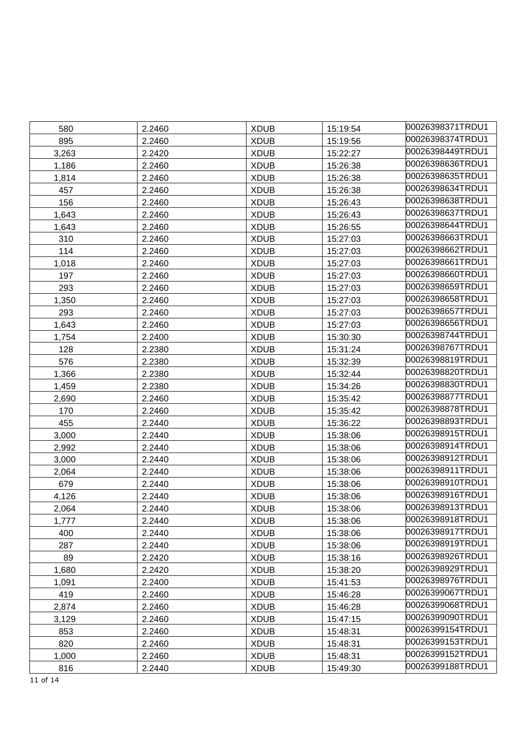| 580 | 2.2460 | XDUB | 15:19:54 | 00026398371TRDU1 |
|---|---|---|---|---|
| 895 | 2.2460 | XDUB | 15:19:56 | 00026398374TRDU1 |
| 3,263 | 2.2420 | XDUB | 15:22:27 | 00026398449TRDU1 |
| 1,186 | 2.2460 | XDUB | 15:26:38 | 00026398636TRDU1 |
| 1,814 | 2.2460 | XDUB | 15:26:38 | 00026398635TRDU1 |
| 457 | 2.2460 | XDUB | 15:26:38 | 00026398634TRDU1 |
| 156 | 2.2460 | XDUB | 15:26:43 | 00026398638TRDU1 |
| 1,643 | 2.2460 | XDUB | 15:26:43 | 00026398637TRDU1 |
| 1,643 | 2.2460 | XDUB | 15:26:55 | 00026398644TRDU1 |
| 310 | 2.2460 | XDUB | 15:27:03 | 00026398663TRDU1 |
| 114 | 2.2460 | XDUB | 15:27:03 | 00026398662TRDU1 |
| 1,018 | 2.2460 | XDUB | 15:27:03 | 00026398661TRDU1 |
| 197 | 2.2460 | XDUB | 15:27:03 | 00026398660TRDU1 |
| 293 | 2.2460 | XDUB | 15:27:03 | 00026398659TRDU1 |
| 1,350 | 2.2460 | XDUB | 15:27:03 | 00026398658TRDU1 |
| 293 | 2.2460 | XDUB | 15:27:03 | 00026398657TRDU1 |
| 1,643 | 2.2460 | XDUB | 15:27:03 | 00026398656TRDU1 |
| 1,754 | 2.2400 | XDUB | 15:30:30 | 00026398744TRDU1 |
| 128 | 2.2380 | XDUB | 15:31:24 | 00026398767TRDU1 |
| 576 | 2.2380 | XDUB | 15:32:39 | 00026398819TRDU1 |
| 1,366 | 2.2380 | XDUB | 15:32:44 | 00026398820TRDU1 |
| 1,459 | 2.2380 | XDUB | 15:34:26 | 00026398830TRDU1 |
| 2,690 | 2.2460 | XDUB | 15:35:42 | 00026398877TRDU1 |
| 170 | 2.2460 | XDUB | 15:35:42 | 00026398878TRDU1 |
| 455 | 2.2440 | XDUB | 15:36:22 | 00026398893TRDU1 |
| 3,000 | 2.2440 | XDUB | 15:38:06 | 00026398915TRDU1 |
| 2,992 | 2.2440 | XDUB | 15:38:06 | 00026398914TRDU1 |
| 3,000 | 2.2440 | XDUB | 15:38:06 | 00026398912TRDU1 |
| 2,064 | 2.2440 | XDUB | 15:38:06 | 00026398911TRDU1 |
| 679 | 2.2440 | XDUB | 15:38:06 | 00026398910TRDU1 |
| 4,126 | 2.2440 | XDUB | 15:38:06 | 00026398916TRDU1 |
| 2,064 | 2.2440 | XDUB | 15:38:06 | 00026398913TRDU1 |
| 1,777 | 2.2440 | XDUB | 15:38:06 | 00026398918TRDU1 |
| 400 | 2.2440 | XDUB | 15:38:06 | 00026398917TRDU1 |
| 287 | 2.2440 | XDUB | 15:38:06 | 00026398919TRDU1 |
| 89 | 2.2420 | XDUB | 15:38:16 | 00026398926TRDU1 |
| 1,680 | 2.2420 | XDUB | 15:38:20 | 00026398929TRDU1 |
| 1,091 | 2.2400 | XDUB | 15:41:53 | 00026398976TRDU1 |
| 419 | 2.2460 | XDUB | 15:46:28 | 00026399067TRDU1 |
| 2,874 | 2.2460 | XDUB | 15:46:28 | 00026399068TRDU1 |
| 3,129 | 2.2460 | XDUB | 15:47:15 | 00026399090TRDU1 |
| 853 | 2.2460 | XDUB | 15:48:31 | 00026399154TRDU1 |
| 820 | 2.2460 | XDUB | 15:48:31 | 00026399153TRDU1 |
| 1,000 | 2.2460 | XDUB | 15:48:31 | 00026399152TRDU1 |
| 816 | 2.2440 | XDUB | 15:49:30 | 00026399188TRDU1 |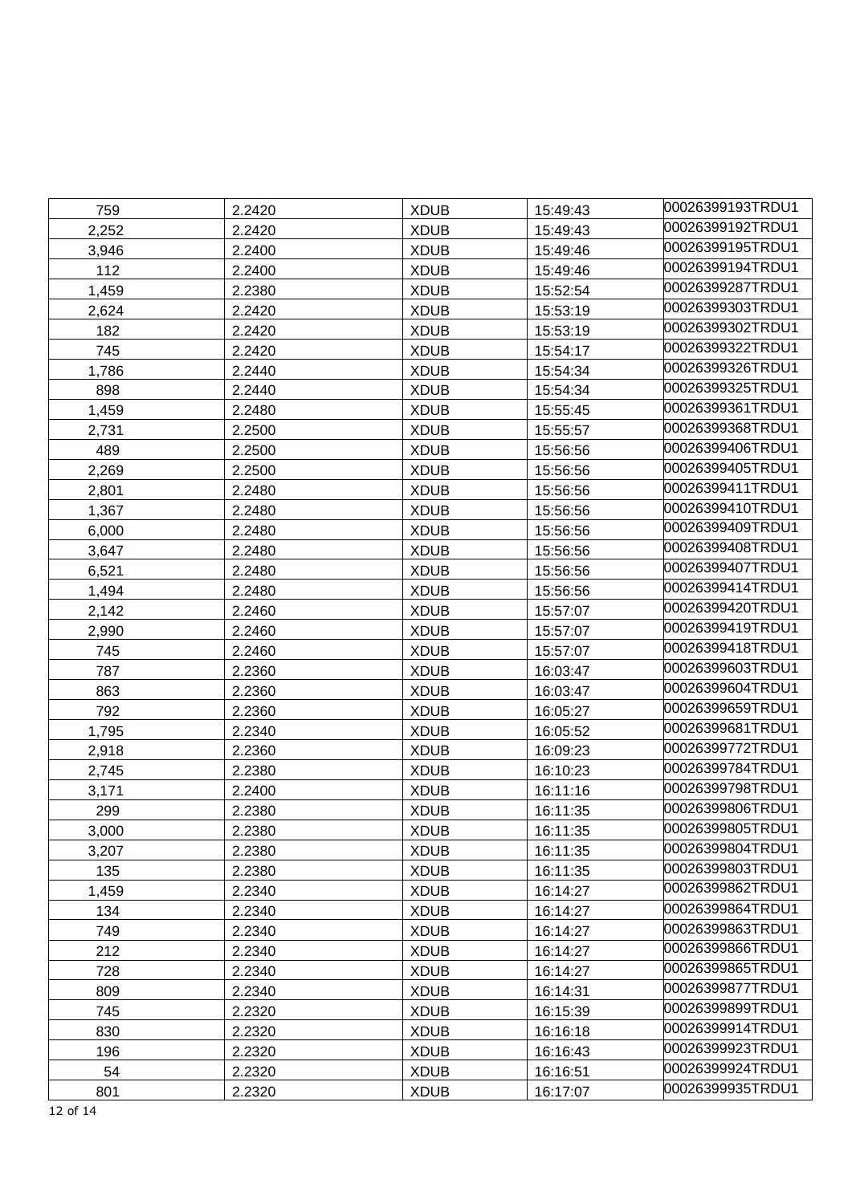| 759 | 2.2420 | XDUB | 15:49:43 | 00026399193TRDU1 |
|---|---|---|---|---|
| 2,252 | 2.2420 | XDUB | 15:49:43 | 00026399192TRDU1 |
| 3,946 | 2.2400 | XDUB | 15:49:46 | 00026399195TRDU1 |
| 112 | 2.2400 | XDUB | 15:49:46 | 00026399194TRDU1 |
| 1,459 | 2.2380 | XDUB | 15:52:54 | 00026399287TRDU1 |
| 2,624 | 2.2420 | XDUB | 15:53:19 | 00026399303TRDU1 |
| 182 | 2.2420 | XDUB | 15:53:19 | 00026399302TRDU1 |
| 745 | 2.2420 | XDUB | 15:54:17 | 00026399322TRDU1 |
| 1,786 | 2.2440 | XDUB | 15:54:34 | 00026399326TRDU1 |
| 898 | 2.2440 | XDUB | 15:54:34 | 00026399325TRDU1 |
| 1,459 | 2.2480 | XDUB | 15:55:45 | 00026399361TRDU1 |
| 2,731 | 2.2500 | XDUB | 15:55:57 | 00026399368TRDU1 |
| 489 | 2.2500 | XDUB | 15:56:56 | 00026399406TRDU1 |
| 2,269 | 2.2500 | XDUB | 15:56:56 | 00026399405TRDU1 |
| 2,801 | 2.2480 | XDUB | 15:56:56 | 00026399411TRDU1 |
| 1,367 | 2.2480 | XDUB | 15:56:56 | 00026399410TRDU1 |
| 6,000 | 2.2480 | XDUB | 15:56:56 | 00026399409TRDU1 |
| 3,647 | 2.2480 | XDUB | 15:56:56 | 00026399408TRDU1 |
| 6,521 | 2.2480 | XDUB | 15:56:56 | 00026399407TRDU1 |
| 1,494 | 2.2480 | XDUB | 15:56:56 | 00026399414TRDU1 |
| 2,142 | 2.2460 | XDUB | 15:57:07 | 00026399420TRDU1 |
| 2,990 | 2.2460 | XDUB | 15:57:07 | 00026399419TRDU1 |
| 745 | 2.2460 | XDUB | 15:57:07 | 00026399418TRDU1 |
| 787 | 2.2360 | XDUB | 16:03:47 | 00026399603TRDU1 |
| 863 | 2.2360 | XDUB | 16:03:47 | 00026399604TRDU1 |
| 792 | 2.2360 | XDUB | 16:05:27 | 00026399659TRDU1 |
| 1,795 | 2.2340 | XDUB | 16:05:52 | 00026399681TRDU1 |
| 2,918 | 2.2360 | XDUB | 16:09:23 | 00026399772TRDU1 |
| 2,745 | 2.2380 | XDUB | 16:10:23 | 00026399784TRDU1 |
| 3,171 | 2.2400 | XDUB | 16:11:16 | 00026399798TRDU1 |
| 299 | 2.2380 | XDUB | 16:11:35 | 00026399806TRDU1 |
| 3,000 | 2.2380 | XDUB | 16:11:35 | 00026399805TRDU1 |
| 3,207 | 2.2380 | XDUB | 16:11:35 | 00026399804TRDU1 |
| 135 | 2.2380 | XDUB | 16:11:35 | 00026399803TRDU1 |
| 1,459 | 2.2340 | XDUB | 16:14:27 | 00026399862TRDU1 |
| 134 | 2.2340 | XDUB | 16:14:27 | 00026399864TRDU1 |
| 749 | 2.2340 | XDUB | 16:14:27 | 00026399863TRDU1 |
| 212 | 2.2340 | XDUB | 16:14:27 | 00026399866TRDU1 |
| 728 | 2.2340 | XDUB | 16:14:27 | 00026399865TRDU1 |
| 809 | 2.2340 | XDUB | 16:14:31 | 00026399877TRDU1 |
| 745 | 2.2320 | XDUB | 16:15:39 | 00026399899TRDU1 |
| 830 | 2.2320 | XDUB | 16:16:18 | 00026399914TRDU1 |
| 196 | 2.2320 | XDUB | 16:16:43 | 00026399923TRDU1 |
| 54 | 2.2320 | XDUB | 16:16:51 | 00026399924TRDU1 |
| 801 | 2.2320 | XDUB | 16:17:07 | 00026399935TRDU1 |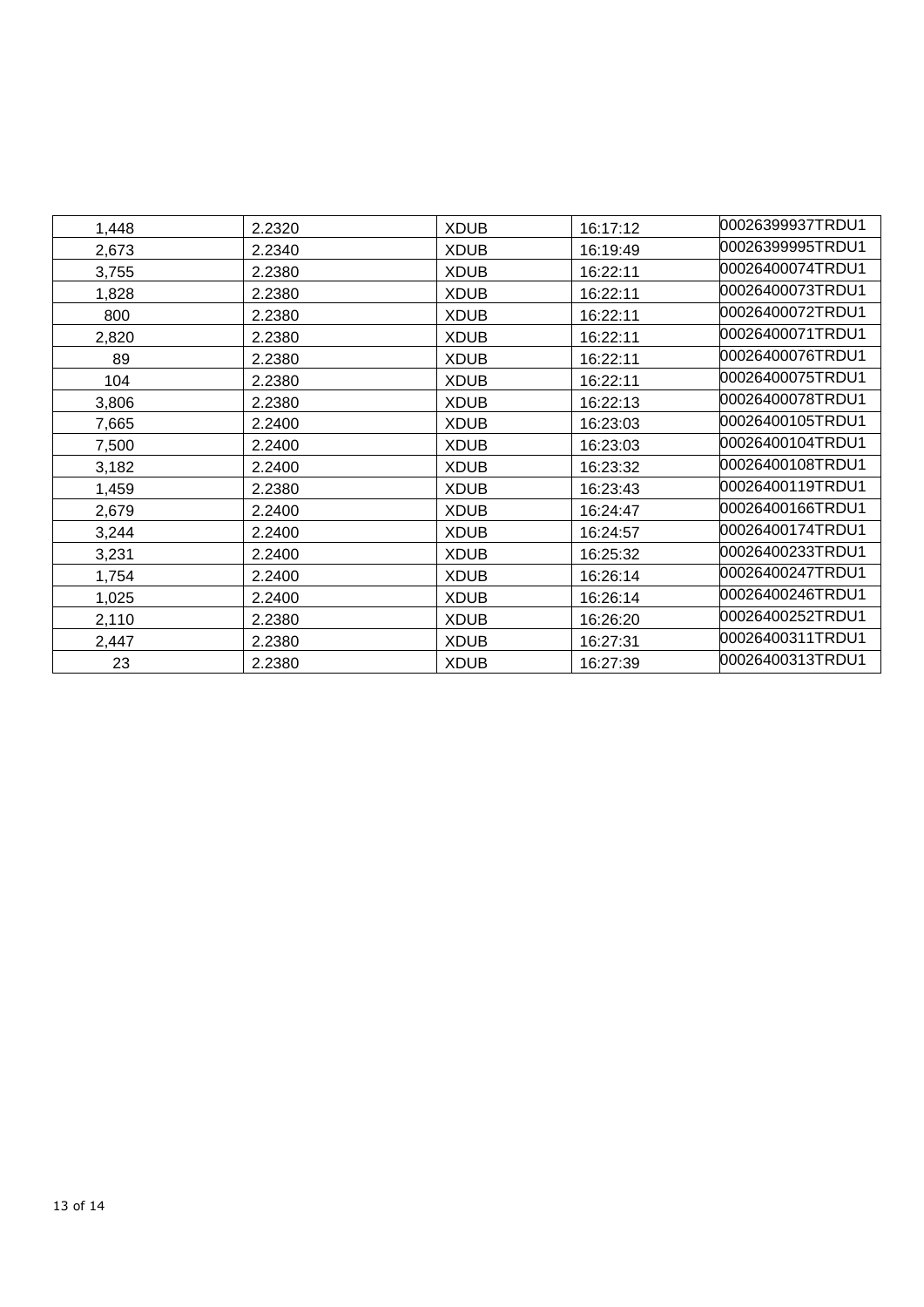| | | | | |
|---|---|---|---|---|
| 1,448 | 2.2320 | XDUB | 16:17:12 | 00026399937TRDU1 |
| 2,673 | 2.2340 | XDUB | 16:19:49 | 00026399995TRDU1 |
| 3,755 | 2.2380 | XDUB | 16:22:11 | 00026400074TRDU1 |
| 1,828 | 2.2380 | XDUB | 16:22:11 | 00026400073TRDU1 |
| 800 | 2.2380 | XDUB | 16:22:11 | 00026400072TRDU1 |
| 2,820 | 2.2380 | XDUB | 16:22:11 | 00026400071TRDU1 |
| 89 | 2.2380 | XDUB | 16:22:11 | 00026400076TRDU1 |
| 104 | 2.2380 | XDUB | 16:22:11 | 00026400075TRDU1 |
| 3,806 | 2.2380 | XDUB | 16:22:13 | 00026400078TRDU1 |
| 7,665 | 2.2400 | XDUB | 16:23:03 | 00026400105TRDU1 |
| 7,500 | 2.2400 | XDUB | 16:23:03 | 00026400104TRDU1 |
| 3,182 | 2.2400 | XDUB | 16:23:32 | 00026400108TRDU1 |
| 1,459 | 2.2380 | XDUB | 16:23:43 | 00026400119TRDU1 |
| 2,679 | 2.2400 | XDUB | 16:24:47 | 00026400166TRDU1 |
| 3,244 | 2.2400 | XDUB | 16:24:57 | 00026400174TRDU1 |
| 3,231 | 2.2400 | XDUB | 16:25:32 | 00026400233TRDU1 |
| 1,754 | 2.2400 | XDUB | 16:26:14 | 00026400247TRDU1 |
| 1,025 | 2.2400 | XDUB | 16:26:14 | 00026400246TRDU1 |
| 2,110 | 2.2380 | XDUB | 16:26:20 | 00026400252TRDU1 |
| 2,447 | 2.2380 | XDUB | 16:27:31 | 00026400311TRDU1 |
| 23 | 2.2380 | XDUB | 16:27:39 | 00026400313TRDU1 |